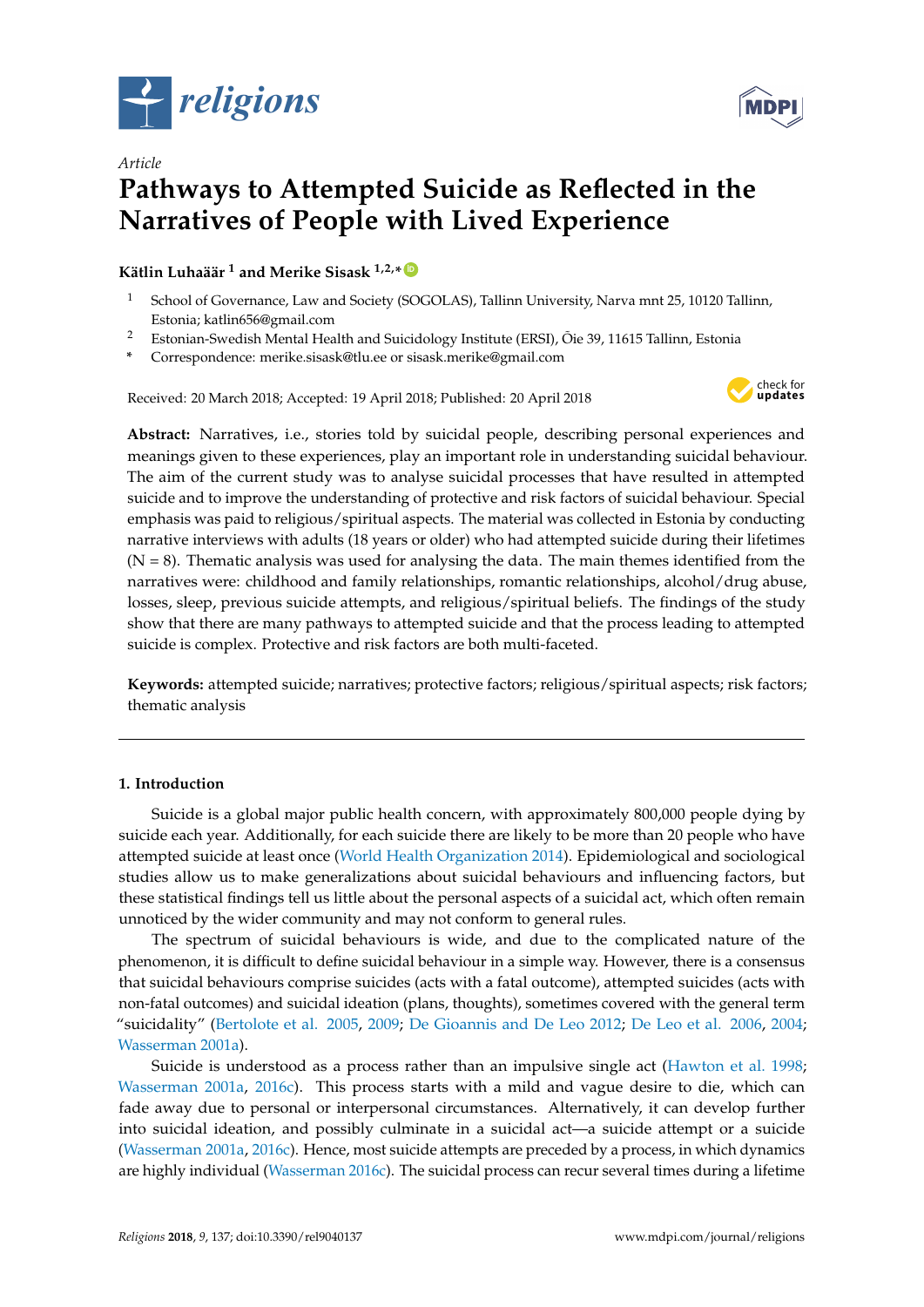*Article*

# Pathways to Attempted Suicide as Reflected in the Narratives of People with Lived Experience

**Kätlin Luhaäär [1] and Merike Sisask [1,2,*]**

[1] School of Governance, Law and Society (SOGOLAS), Tallinn University, Narva mnt 25, 10120 Tallinn, Estonia; katlin656@gmail.com

[2] Estonian-Swedish Mental Health and Suicidology Institute (ERSI), Õie 39, 11615 Tallinn, Estonia

[*] Correspondence: merike.sisask@tlu.ee or sisask.merike@gmail.com

Received: 20 March 2018; Accepted: 19 April 2018; Published: 20 April 2018

**Abstract:** Narratives, i.e., stories told by suicidal people, describing personal experiences and meanings given to these experiences, play an important role in understanding suicidal behaviour. The aim of the current study was to analyse suicidal processes that have resulted in attempted suicide and to improve the understanding of protective and risk factors of suicidal behaviour. Special emphasis was paid to religious/spiritual aspects. The material was collected in Estonia by conducting narrative interviews with adults (18 years or older) who had attempted suicide during their lifetimes (N = 8). Thematic analysis was used for analysing the data. The main themes identified from the narratives were: childhood and family relationships, romantic relationships, alcohol/drug abuse, losses, sleep, previous suicide attempts, and religious/spiritual beliefs. The findings of the study show that there are many pathways to attempted suicide and that the process leading to attempted suicide is complex. Protective and risk factors are both multi-faceted.

**Keywords:** attempted suicide; narratives; protective factors; religious/spiritual aspects; risk factors; thematic analysis

## 1. Introduction

Suicide is a global major public health concern, with approximately 800,000 people dying by suicide each year. Additionally, for each suicide there are likely to be more than 20 people who have attempted suicide at least once (World Health Organization 2014). Epidemiological and sociological studies allow us to make generalizations about suicidal behaviours and influencing factors, but these statistical findings tell us little about the personal aspects of a suicidal act, which often remain unnoticed by the wider community and may not conform to general rules.

The spectrum of suicidal behaviours is wide, and due to the complicated nature of the phenomenon, it is difficult to define suicidal behaviour in a simple way. However, there is a consensus that suicidal behaviours comprise suicides (acts with a fatal outcome), attempted suicides (acts with non-fatal outcomes) and suicidal ideation (plans, thoughts), sometimes covered with the general term "suicidality" (Bertolote et al. 2005, 2009; De Gioannis and De Leo 2012; De Leo et al. 2006, 2004; Wasserman 2001a).

Suicide is understood as a process rather than an impulsive single act (Hawton et al. 1998; Wasserman 2001a, 2016c). This process starts with a mild and vague desire to die, which can fade away due to personal or interpersonal circumstances. Alternatively, it can develop further into suicidal ideation, and possibly culminate in a suicidal act—a suicide attempt or a suicide (Wasserman 2001a, 2016c). Hence, most suicide attempts are preceded by a process, in which dynamics are highly individual (Wasserman 2016c). The suicidal process can recur several times during a lifetime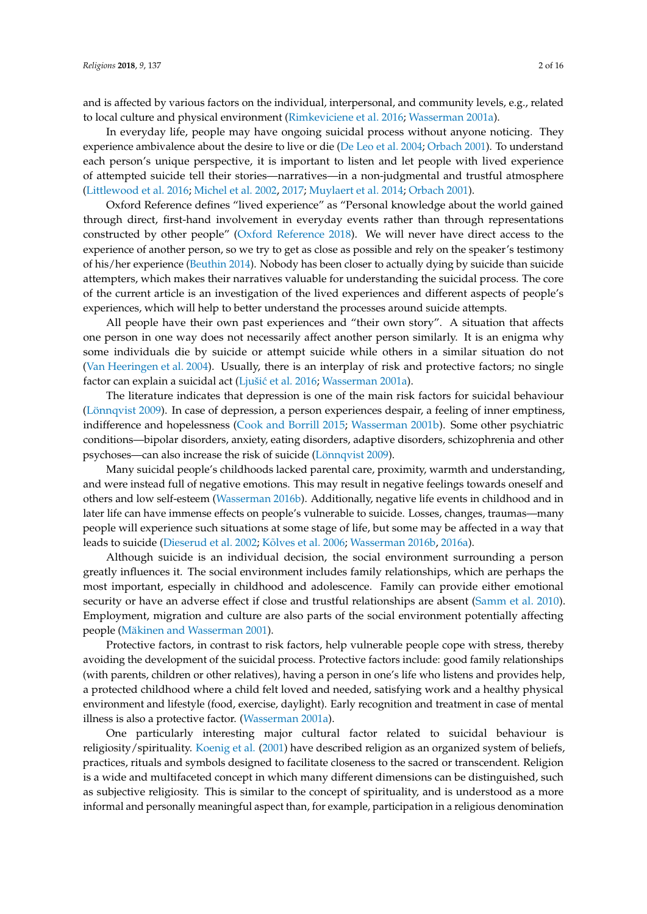and is affected by various factors on the individual, interpersonal, and community levels, e.g., related to local culture and physical environment (Rimkeviciene et al. 2016; Wasserman 2001a).

In everyday life, people may have ongoing suicidal process without anyone noticing. They experience ambivalence about the desire to live or die (De Leo et al. 2004; Orbach 2001). To understand each person's unique perspective, it is important to listen and let people with lived experience of attempted suicide tell their stories—narratives—in a non-judgmental and trustful atmosphere (Littlewood et al. 2016; Michel et al. 2002, 2017; Muylaert et al. 2014; Orbach 2001).

Oxford Reference defines "lived experience" as "Personal knowledge about the world gained through direct, first-hand involvement in everyday events rather than through representations constructed by other people" (Oxford Reference 2018). We will never have direct access to the experience of another person, so we try to get as close as possible and rely on the speaker's testimony of his/her experience (Beuthin 2014). Nobody has been closer to actually dying by suicide than suicide attempters, which makes their narratives valuable for understanding the suicidal process. The core of the current article is an investigation of the lived experiences and different aspects of people's experiences, which will help to better understand the processes around suicide attempts.

All people have their own past experiences and "their own story". A situation that affects one person in one way does not necessarily affect another person similarly. It is an enigma why some individuals die by suicide or attempt suicide while others in a similar situation do not (Van Heeringen et al. 2004). Usually, there is an interplay of risk and protective factors; no single factor can explain a suicidal act (Ljušić et al. 2016; Wasserman 2001a).

The literature indicates that depression is one of the main risk factors for suicidal behaviour (Lönnqvist 2009). In case of depression, a person experiences despair, a feeling of inner emptiness, indifference and hopelessness (Cook and Borrill 2015; Wasserman 2001b). Some other psychiatric conditions—bipolar disorders, anxiety, eating disorders, adaptive disorders, schizophrenia and other psychoses—can also increase the risk of suicide (Lönnqvist 2009).

Many suicidal people's childhoods lacked parental care, proximity, warmth and understanding, and were instead full of negative emotions. This may result in negative feelings towards oneself and others and low self-esteem (Wasserman 2016b). Additionally, negative life events in childhood and in later life can have immense effects on people's vulnerable to suicide. Losses, changes, traumas—many people will experience such situations at some stage of life, but some may be affected in a way that leads to suicide (Dieserud et al. 2002; Kõlves et al. 2006; Wasserman 2016b, 2016a).

Although suicide is an individual decision, the social environment surrounding a person greatly influences it. The social environment includes family relationships, which are perhaps the most important, especially in childhood and adolescence. Family can provide either emotional security or have an adverse effect if close and trustful relationships are absent (Samm et al. 2010). Employment, migration and culture are also parts of the social environment potentially affecting people (Mäkinen and Wasserman 2001).

Protective factors, in contrast to risk factors, help vulnerable people cope with stress, thereby avoiding the development of the suicidal process. Protective factors include: good family relationships (with parents, children or other relatives), having a person in one's life who listens and provides help, a protected childhood where a child felt loved and needed, satisfying work and a healthy physical environment and lifestyle (food, exercise, daylight). Early recognition and treatment in case of mental illness is also a protective factor. (Wasserman 2001a).

One particularly interesting major cultural factor related to suicidal behaviour is religiosity/spirituality. Koenig et al. (2001) have described religion as an organized system of beliefs, practices, rituals and symbols designed to facilitate closeness to the sacred or transcendent. Religion is a wide and multifaceted concept in which many different dimensions can be distinguished, such as subjective religiosity. This is similar to the concept of spirituality, and is understood as a more informal and personally meaningful aspect than, for example, participation in a religious denomination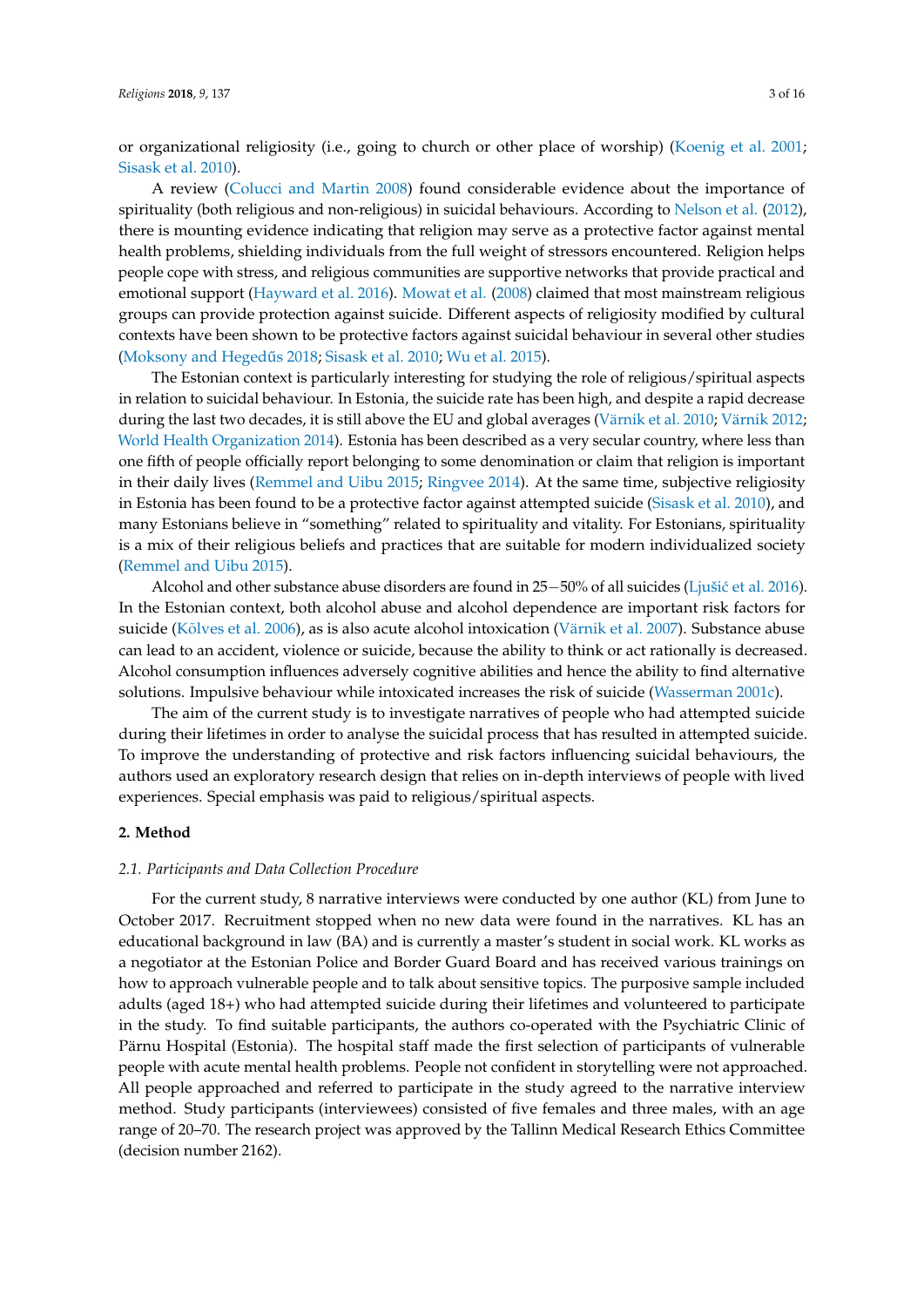or organizational religiosity (i.e., going to church or other place of worship) (Koenig et al. 2001; Sisask et al. 2010).

A review (Colucci and Martin 2008) found considerable evidence about the importance of spirituality (both religious and non-religious) in suicidal behaviours. According to Nelson et al. (2012), there is mounting evidence indicating that religion may serve as a protective factor against mental health problems, shielding individuals from the full weight of stressors encountered. Religion helps people cope with stress, and religious communities are supportive networks that provide practical and emotional support (Hayward et al. 2016). Mowat et al. (2008) claimed that most mainstream religious groups can provide protection against suicide. Different aspects of religiosity modified by cultural contexts have been shown to be protective factors against suicidal behaviour in several other studies (Moksony and Hegedűs 2018; Sisask et al. 2010; Wu et al. 2015).

The Estonian context is particularly interesting for studying the role of religious/spiritual aspects in relation to suicidal behaviour. In Estonia, the suicide rate has been high, and despite a rapid decrease during the last two decades, it is still above the EU and global averages (Värnik et al. 2010; Värnik 2012; World Health Organization 2014). Estonia has been described as a very secular country, where less than one fifth of people officially report belonging to some denomination or claim that religion is important in their daily lives (Remmel and Uibu 2015; Ringvee 2014). At the same time, subjective religiosity in Estonia has been found to be a protective factor against attempted suicide (Sisask et al. 2010), and many Estonians believe in "something" related to spirituality and vitality. For Estonians, spirituality is a mix of their religious beliefs and practices that are suitable for modern individualized society (Remmel and Uibu 2015).

Alcohol and other substance abuse disorders are found in 25−50% of all suicides (Ljušić et al. 2016). In the Estonian context, both alcohol abuse and alcohol dependence are important risk factors for suicide (Kõlves et al. 2006), as is also acute alcohol intoxication (Värnik et al. 2007). Substance abuse can lead to an accident, violence or suicide, because the ability to think or act rationally is decreased. Alcohol consumption influences adversely cognitive abilities and hence the ability to find alternative solutions. Impulsive behaviour while intoxicated increases the risk of suicide (Wasserman 2001c).

The aim of the current study is to investigate narratives of people who had attempted suicide during their lifetimes in order to analyse the suicidal process that has resulted in attempted suicide. To improve the understanding of protective and risk factors influencing suicidal behaviours, the authors used an exploratory research design that relies on in-depth interviews of people with lived experiences. Special emphasis was paid to religious/spiritual aspects.

## 2. Method

### 2.1. Participants and Data Collection Procedure

For the current study, 8 narrative interviews were conducted by one author (KL) from June to October 2017. Recruitment stopped when no new data were found in the narratives. KL has an educational background in law (BA) and is currently a master's student in social work. KL works as a negotiator at the Estonian Police and Border Guard Board and has received various trainings on how to approach vulnerable people and to talk about sensitive topics. The purposive sample included adults (aged 18+) who had attempted suicide during their lifetimes and volunteered to participate in the study. To find suitable participants, the authors co-operated with the Psychiatric Clinic of Pärnu Hospital (Estonia). The hospital staff made the first selection of participants of vulnerable people with acute mental health problems. People not confident in storytelling were not approached. All people approached and referred to participate in the study agreed to the narrative interview method. Study participants (interviewees) consisted of five females and three males, with an age range of 20–70. The research project was approved by the Tallinn Medical Research Ethics Committee (decision number 2162).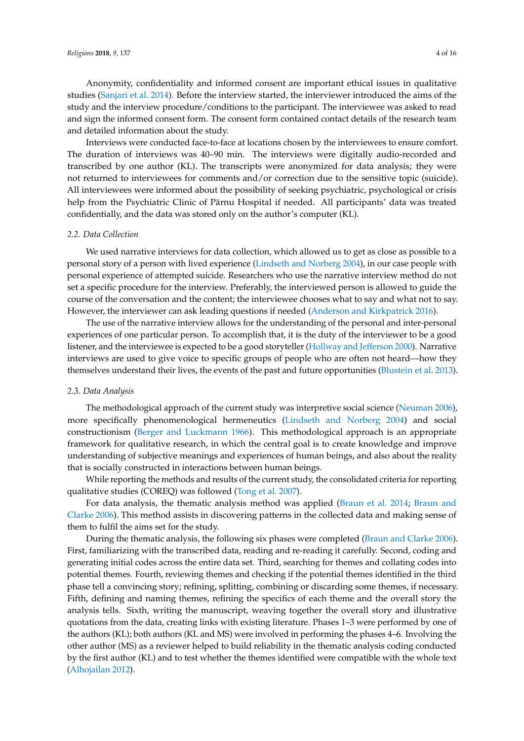Anonymity, confidentiality and informed consent are important ethical issues in qualitative studies (Sanjari et al. 2014). Before the interview started, the interviewer introduced the aims of the study and the interview procedure/conditions to the participant. The interviewee was asked to read and sign the informed consent form. The consent form contained contact details of the research team and detailed information about the study.

Interviews were conducted face-to-face at locations chosen by the interviewees to ensure comfort. The duration of interviews was 40–90 min. The interviews were digitally audio-recorded and transcribed by one author (KL). The transcripts were anonymized for data analysis; they were not returned to interviewees for comments and/or correction due to the sensitive topic (suicide). All interviewees were informed about the possibility of seeking psychiatric, psychological or crisis help from the Psychiatric Clinic of Pärnu Hospital if needed. All participants' data was treated confidentially, and the data was stored only on the author's computer (KL).

### 2.2. Data Collection

We used narrative interviews for data collection, which allowed us to get as close as possible to a personal story of a person with lived experience (Lindseth and Norberg 2004), in our case people with personal experience of attempted suicide. Researchers who use the narrative interview method do not set a specific procedure for the interview. Preferably, the interviewed person is allowed to guide the course of the conversation and the content; the interviewee chooses what to say and what not to say. However, the interviewer can ask leading questions if needed (Anderson and Kirkpatrick 2016).

The use of the narrative interview allows for the understanding of the personal and inter-personal experiences of one particular person. To accomplish that, it is the duty of the interviewer to be a good listener, and the interviewee is expected to be a good storyteller (Hollway and Jefferson 2000). Narrative interviews are used to give voice to specific groups of people who are often not heard—how they themselves understand their lives, the events of the past and future opportunities (Blustein et al. 2013).

### 2.3. Data Analysis

The methodological approach of the current study was interpretive social science (Neuman 2006), more specifically phenomenological hermeneutics (Lindseth and Norberg 2004) and social constructionism (Berger and Luckmann 1966). This methodological approach is an appropriate framework for qualitative research, in which the central goal is to create knowledge and improve understanding of subjective meanings and experiences of human beings, and also about the reality that is socially constructed in interactions between human beings.

While reporting the methods and results of the current study, the consolidated criteria for reporting qualitative studies (COREQ) was followed (Tong et al. 2007).

For data analysis, the thematic analysis method was applied (Braun et al. 2014; Braun and Clarke 2006). This method assists in discovering patterns in the collected data and making sense of them to fulfil the aims set for the study.

During the thematic analysis, the following six phases were completed (Braun and Clarke 2006). First, familiarizing with the transcribed data, reading and re-reading it carefully. Second, coding and generating initial codes across the entire data set. Third, searching for themes and collating codes into potential themes. Fourth, reviewing themes and checking if the potential themes identified in the third phase tell a convincing story; refining, splitting, combining or discarding some themes, if necessary. Fifth, defining and naming themes, refining the specifics of each theme and the overall story the analysis tells. Sixth, writing the manuscript, weaving together the overall story and illustrative quotations from the data, creating links with existing literature. Phases 1–3 were performed by one of the authors (KL); both authors (KL and MS) were involved in performing the phases 4–6. Involving the other author (MS) as a reviewer helped to build reliability in the thematic analysis coding conducted by the first author (KL) and to test whether the themes identified were compatible with the whole text (Alhojailan 2012).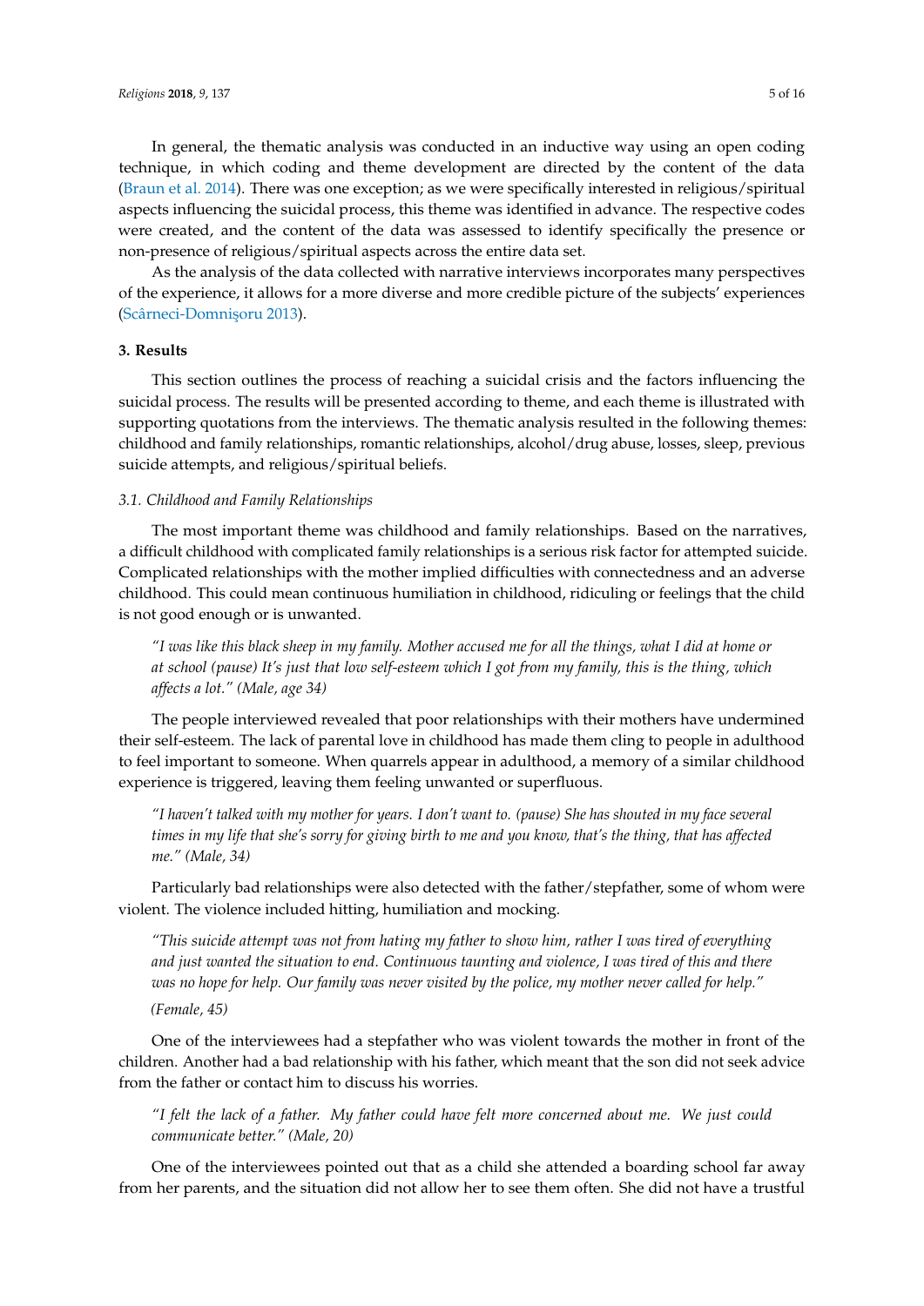In general, the thematic analysis was conducted in an inductive way using an open coding technique, in which coding and theme development are directed by the content of the data (Braun et al. 2014). There was one exception; as we were specifically interested in religious/spiritual aspects influencing the suicidal process, this theme was identified in advance. The respective codes were created, and the content of the data was assessed to identify specifically the presence or non-presence of religious/spiritual aspects across the entire data set.

As the analysis of the data collected with narrative interviews incorporates many perspectives of the experience, it allows for a more diverse and more credible picture of the subjects' experiences (Scârneci-Domnişoru 2013).

## 3. Results

This section outlines the process of reaching a suicidal crisis and the factors influencing the suicidal process. The results will be presented according to theme, and each theme is illustrated with supporting quotations from the interviews. The thematic analysis resulted in the following themes: childhood and family relationships, romantic relationships, alcohol/drug abuse, losses, sleep, previous suicide attempts, and religious/spiritual beliefs.

### 3.1. Childhood and Family Relationships

The most important theme was childhood and family relationships. Based on the narratives, a difficult childhood with complicated family relationships is a serious risk factor for attempted suicide. Complicated relationships with the mother implied difficulties with connectedness and an adverse childhood. This could mean continuous humiliation in childhood, ridiculing or feelings that the child is not good enough or is unwanted.

> *"I was like this black sheep in my family. Mother accused me for all the things, what I did at home or at school (pause) It's just that low self-esteem which I got from my family, this is the thing, which affects a lot." (Male, age 34)*

The people interviewed revealed that poor relationships with their mothers have undermined their self-esteem. The lack of parental love in childhood has made them cling to people in adulthood to feel important to someone. When quarrels appear in adulthood, a memory of a similar childhood experience is triggered, leaving them feeling unwanted or superfluous.

> *"I haven't talked with my mother for years. I don't want to. (pause) She has shouted in my face several times in my life that she's sorry for giving birth to me and you know, that's the thing, that has affected me." (Male, 34)*

Particularly bad relationships were also detected with the father/stepfather, some of whom were violent. The violence included hitting, humiliation and mocking.

> *"This suicide attempt was not from hating my father to show him, rather I was tired of everything and just wanted the situation to end. Continuous taunting and violence, I was tired of this and there was no hope for help. Our family was never visited by the police, my mother never called for help."*
>
> *(Female, 45)*

One of the interviewees had a stepfather who was violent towards the mother in front of the children. Another had a bad relationship with his father, which meant that the son did not seek advice from the father or contact him to discuss his worries.

> *"I felt the lack of a father. My father could have felt more concerned about me. We just could communicate better." (Male, 20)*

One of the interviewees pointed out that as a child she attended a boarding school far away from her parents, and the situation did not allow her to see them often. She did not have a trustful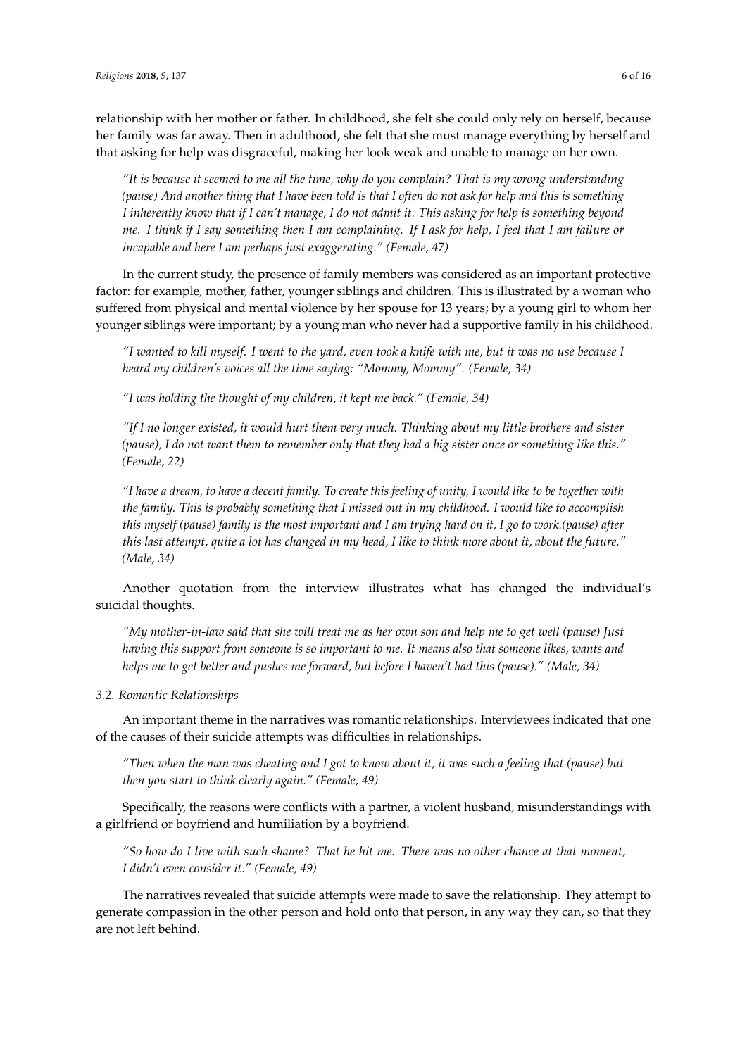relationship with her mother or father. In childhood, she felt she could only rely on herself, because her family was far away. Then in adulthood, she felt that she must manage everything by herself and that asking for help was disgraceful, making her look weak and unable to manage on her own.

> *"It is because it seemed to me all the time, why do you complain? That is my wrong understanding (pause) And another thing that I have been told is that I often do not ask for help and this is something I inherently know that if I can't manage, I do not admit it. This asking for help is something beyond me. I think if I say something then I am complaining. If I ask for help, I feel that I am failure or incapable and here I am perhaps just exaggerating." (Female, 47)*

In the current study, the presence of family members was considered as an important protective factor: for example, mother, father, younger siblings and children. This is illustrated by a woman who suffered from physical and mental violence by her spouse for 13 years; by a young girl to whom her younger siblings were important; by a young man who never had a supportive family in his childhood.

> *"I wanted to kill myself. I went to the yard, even took a knife with me, but it was no use because I heard my children's voices all the time saying: "Mommy, Mommy". (Female, 34)*

> *"I was holding the thought of my children, it kept me back." (Female, 34)*

> *"If I no longer existed, it would hurt them very much. Thinking about my little brothers and sister (pause), I do not want them to remember only that they had a big sister once or something like this." (Female, 22)*

> *"I have a dream, to have a decent family. To create this feeling of unity, I would like to be together with the family. This is probably something that I missed out in my childhood. I would like to accomplish this myself (pause) family is the most important and I am trying hard on it, I go to work.(pause) after this last attempt, quite a lot has changed in my head, I like to think more about it, about the future." (Male, 34)*

Another quotation from the interview illustrates what has changed the individual's suicidal thoughts.

> *"My mother-in-law said that she will treat me as her own son and help me to get well (pause) Just having this support from someone is so important to me. It means also that someone likes, wants and helps me to get better and pushes me forward, but before I haven't had this (pause)." (Male, 34)*

### *3.2. Romantic Relationships*

An important theme in the narratives was romantic relationships. Interviewees indicated that one of the causes of their suicide attempts was difficulties in relationships.

> *"Then when the man was cheating and I got to know about it, it was such a feeling that (pause) but then you start to think clearly again." (Female, 49)*

Specifically, the reasons were conflicts with a partner, a violent husband, misunderstandings with a girlfriend or boyfriend and humiliation by a boyfriend.

> *"So how do I live with such shame? That he hit me. There was no other chance at that moment, I didn't even consider it." (Female, 49)*

The narratives revealed that suicide attempts were made to save the relationship. They attempt to generate compassion in the other person and hold onto that person, in any way they can, so that they are not left behind.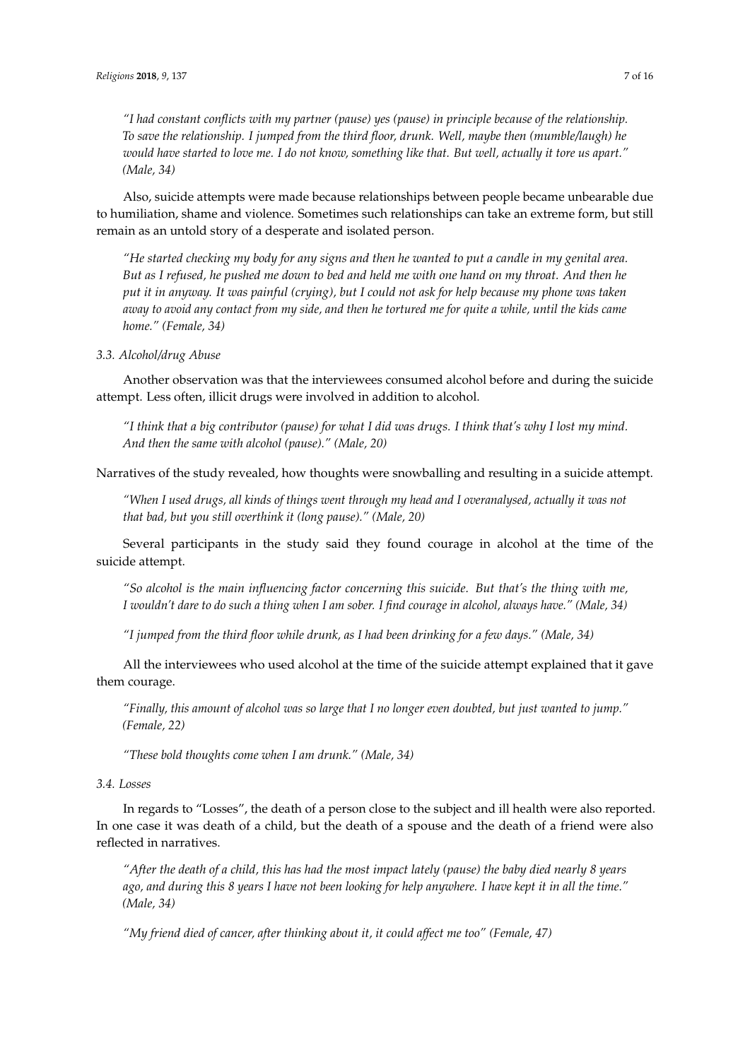*"I had constant conflicts with my partner (pause) yes (pause) in principle because of the relationship. To save the relationship. I jumped from the third floor, drunk. Well, maybe then (mumble/laugh) he would have started to love me. I do not know, something like that. But well, actually it tore us apart." (Male, 34)*

Also, suicide attempts were made because relationships between people became unbearable due to humiliation, shame and violence. Sometimes such relationships can take an extreme form, but still remain as an untold story of a desperate and isolated person.

*"He started checking my body for any signs and then he wanted to put a candle in my genital area. But as I refused, he pushed me down to bed and held me with one hand on my throat. And then he put it in anyway. It was painful (crying), but I could not ask for help because my phone was taken away to avoid any contact from my side, and then he tortured me for quite a while, until the kids came home." (Female, 34)*

### *3.3. Alcohol/drug Abuse*

Another observation was that the interviewees consumed alcohol before and during the suicide attempt. Less often, illicit drugs were involved in addition to alcohol.

*"I think that a big contributor (pause) for what I did was drugs. I think that's why I lost my mind. And then the same with alcohol (pause)." (Male, 20)*

Narratives of the study revealed, how thoughts were snowballing and resulting in a suicide attempt.

*"When I used drugs, all kinds of things went through my head and I overanalysed, actually it was not that bad, but you still overthink it (long pause)." (Male, 20)*

Several participants in the study said they found courage in alcohol at the time of the suicide attempt.

*"So alcohol is the main influencing factor concerning this suicide. But that's the thing with me, I wouldn't dare to do such a thing when I am sober. I find courage in alcohol, always have." (Male, 34)*

*"I jumped from the third floor while drunk, as I had been drinking for a few days." (Male, 34)*

All the interviewees who used alcohol at the time of the suicide attempt explained that it gave them courage.

*"Finally, this amount of alcohol was so large that I no longer even doubted, but just wanted to jump." (Female, 22)*

*"These bold thoughts come when I am drunk." (Male, 34)*

### *3.4. Losses*

In regards to "Losses", the death of a person close to the subject and ill health were also reported. In one case it was death of a child, but the death of a spouse and the death of a friend were also reflected in narratives.

*"After the death of a child, this has had the most impact lately (pause) the baby died nearly 8 years ago, and during this 8 years I have not been looking for help anywhere. I have kept it in all the time." (Male, 34)*

*"My friend died of cancer, after thinking about it, it could affect me too" (Female, 47)*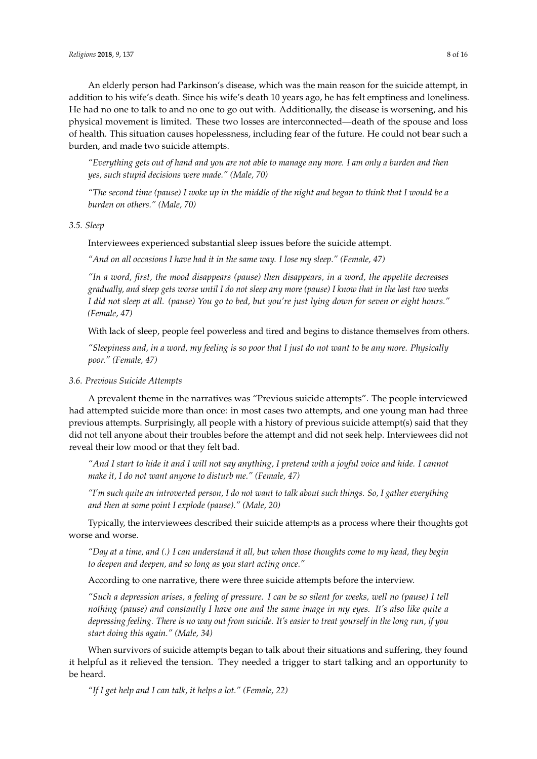An elderly person had Parkinson's disease, which was the main reason for the suicide attempt, in addition to his wife's death. Since his wife's death 10 years ago, he has felt emptiness and loneliness. He had no one to talk to and no one to go out with. Additionally, the disease is worsening, and his physical movement is limited. These two losses are interconnected—death of the spouse and loss of health. This situation causes hopelessness, including fear of the future. He could not bear such a burden, and made two suicide attempts.

> *"Everything gets out of hand and you are not able to manage any more. I am only a burden and then yes, such stupid decisions were made." (Male, 70)*

> *"The second time (pause) I woke up in the middle of the night and began to think that I would be a burden on others." (Male, 70)*

### 3.5. Sleep

Interviewees experienced substantial sleep issues before the suicide attempt.

> *"And on all occasions I have had it in the same way. I lose my sleep." (Female, 47)*

> *"In a word, first, the mood disappears (pause) then disappears, in a word, the appetite decreases gradually, and sleep gets worse until I do not sleep any more (pause) I know that in the last two weeks I did not sleep at all. (pause) You go to bed, but you're just lying down for seven or eight hours." (Female, 47)*

With lack of sleep, people feel powerless and tired and begins to distance themselves from others.

> *"Sleepiness and, in a word, my feeling is so poor that I just do not want to be any more. Physically poor." (Female, 47)*

### 3.6. Previous Suicide Attempts

A prevalent theme in the narratives was "Previous suicide attempts". The people interviewed had attempted suicide more than once: in most cases two attempts, and one young man had three previous attempts. Surprisingly, all people with a history of previous suicide attempt(s) said that they did not tell anyone about their troubles before the attempt and did not seek help. Interviewees did not reveal their low mood or that they felt bad.

> *"And I start to hide it and I will not say anything, I pretend with a joyful voice and hide. I cannot make it, I do not want anyone to disturb me." (Female, 47)*

> *"I'm such quite an introverted person, I do not want to talk about such things. So, I gather everything and then at some point I explode (pause)." (Male, 20)*

Typically, the interviewees described their suicide attempts as a process where their thoughts got worse and worse.

> *"Day at a time, and (.) I can understand it all, but when those thoughts come to my head, they begin to deepen and deepen, and so long as you start acting once."*

According to one narrative, there were three suicide attempts before the interview.

> *"Such a depression arises, a feeling of pressure. I can be so silent for weeks, well no (pause) I tell nothing (pause) and constantly I have one and the same image in my eyes. It's also like quite a depressing feeling. There is no way out from suicide. It's easier to treat yourself in the long run, if you start doing this again." (Male, 34)*

When survivors of suicide attempts began to talk about their situations and suffering, they found it helpful as it relieved the tension. They needed a trigger to start talking and an opportunity to be heard.

> *"If I get help and I can talk, it helps a lot." (Female, 22)*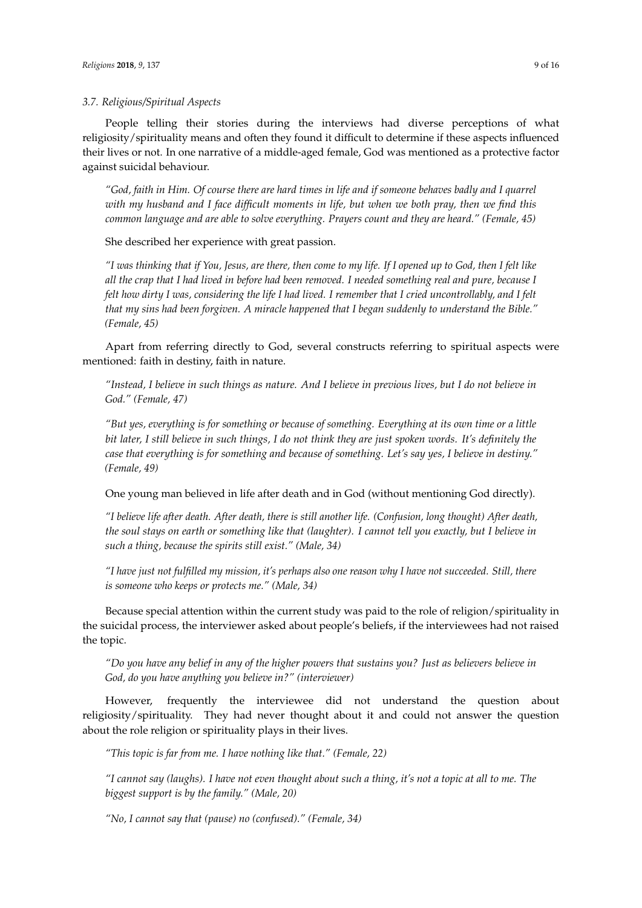### 3.7. Religious/Spiritual Aspects

People telling their stories during the interviews had diverse perceptions of what religiosity/spirituality means and often they found it difficult to determine if these aspects influenced their lives or not. In one narrative of a middle-aged female, God was mentioned as a protective factor against suicidal behaviour.

*"God, faith in Him. Of course there are hard times in life and if someone behaves badly and I quarrel with my husband and I face difficult moments in life, but when we both pray, then we find this common language and are able to solve everything. Prayers count and they are heard." (Female, 45)*

She described her experience with great passion.

*"I was thinking that if You, Jesus, are there, then come to my life. If I opened up to God, then I felt like all the crap that I had lived in before had been removed. I needed something real and pure, because I felt how dirty I was, considering the life I had lived. I remember that I cried uncontrollably, and I felt that my sins had been forgiven. A miracle happened that I began suddenly to understand the Bible." (Female, 45)*

Apart from referring directly to God, several constructs referring to spiritual aspects were mentioned: faith in destiny, faith in nature.

*"Instead, I believe in such things as nature. And I believe in previous lives, but I do not believe in God." (Female, 47)*

*"But yes, everything is for something or because of something. Everything at its own time or a little bit later, I still believe in such things, I do not think they are just spoken words. It's definitely the case that everything is for something and because of something. Let's say yes, I believe in destiny." (Female, 49)*

One young man believed in life after death and in God (without mentioning God directly).

*"I believe life after death. After death, there is still another life. (Confusion, long thought) After death, the soul stays on earth or something like that (laughter). I cannot tell you exactly, but I believe in such a thing, because the spirits still exist." (Male, 34)*

*"I have just not fulfilled my mission, it's perhaps also one reason why I have not succeeded. Still, there is someone who keeps or protects me." (Male, 34)*

Because special attention within the current study was paid to the role of religion/spirituality in the suicidal process, the interviewer asked about people's beliefs, if the interviewees had not raised the topic.

*"Do you have any belief in any of the higher powers that sustains you? Just as believers believe in God, do you have anything you believe in?" (interviewer)*

However, frequently the interviewee did not understand the question about religiosity/spirituality. They had never thought about it and could not answer the question about the role religion or spirituality plays in their lives.

*"This topic is far from me. I have nothing like that." (Female, 22)*

*"I cannot say (laughs). I have not even thought about such a thing, it's not a topic at all to me. The biggest support is by the family." (Male, 20)*

*"No, I cannot say that (pause) no (confused)." (Female, 34)*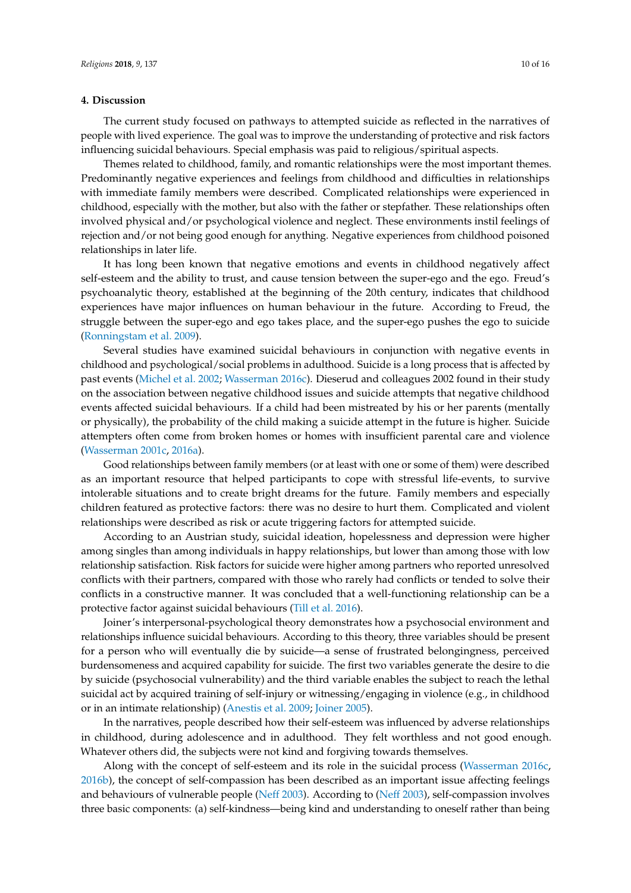## 4. Discussion

The current study focused on pathways to attempted suicide as reflected in the narratives of people with lived experience. The goal was to improve the understanding of protective and risk factors influencing suicidal behaviours. Special emphasis was paid to religious/spiritual aspects.

Themes related to childhood, family, and romantic relationships were the most important themes. Predominantly negative experiences and feelings from childhood and difficulties in relationships with immediate family members were described. Complicated relationships were experienced in childhood, especially with the mother, but also with the father or stepfather. These relationships often involved physical and/or psychological violence and neglect. These environments instil feelings of rejection and/or not being good enough for anything. Negative experiences from childhood poisoned relationships in later life.

It has long been known that negative emotions and events in childhood negatively affect self-esteem and the ability to trust, and cause tension between the super-ego and the ego. Freud's psychoanalytic theory, established at the beginning of the 20th century, indicates that childhood experiences have major influences on human behaviour in the future. According to Freud, the struggle between the super-ego and ego takes place, and the super-ego pushes the ego to suicide (Ronningstam et al. 2009).

Several studies have examined suicidal behaviours in conjunction with negative events in childhood and psychological/social problems in adulthood. Suicide is a long process that is affected by past events (Michel et al. 2002; Wasserman 2016c). Dieserud and colleagues 2002 found in their study on the association between negative childhood issues and suicide attempts that negative childhood events affected suicidal behaviours. If a child had been mistreated by his or her parents (mentally or physically), the probability of the child making a suicide attempt in the future is higher. Suicide attempters often come from broken homes or homes with insufficient parental care and violence (Wasserman 2001c, 2016a).

Good relationships between family members (or at least with one or some of them) were described as an important resource that helped participants to cope with stressful life-events, to survive intolerable situations and to create bright dreams for the future. Family members and especially children featured as protective factors: there was no desire to hurt them. Complicated and violent relationships were described as risk or acute triggering factors for attempted suicide.

According to an Austrian study, suicidal ideation, hopelessness and depression were higher among singles than among individuals in happy relationships, but lower than among those with low relationship satisfaction. Risk factors for suicide were higher among partners who reported unresolved conflicts with their partners, compared with those who rarely had conflicts or tended to solve their conflicts in a constructive manner. It was concluded that a well-functioning relationship can be a protective factor against suicidal behaviours (Till et al. 2016).

Joiner's interpersonal-psychological theory demonstrates how a psychosocial environment and relationships influence suicidal behaviours. According to this theory, three variables should be present for a person who will eventually die by suicide—a sense of frustrated belongingness, perceived burdensomeness and acquired capability for suicide. The first two variables generate the desire to die by suicide (psychosocial vulnerability) and the third variable enables the subject to reach the lethal suicidal act by acquired training of self-injury or witnessing/engaging in violence (e.g., in childhood or in an intimate relationship) (Anestis et al. 2009; Joiner 2005).

In the narratives, people described how their self-esteem was influenced by adverse relationships in childhood, during adolescence and in adulthood. They felt worthless and not good enough. Whatever others did, the subjects were not kind and forgiving towards themselves.

Along with the concept of self-esteem and its role in the suicidal process (Wasserman 2016c, 2016b), the concept of self-compassion has been described as an important issue affecting feelings and behaviours of vulnerable people (Neff 2003). According to (Neff 2003), self-compassion involves three basic components: (a) self-kindness—being kind and understanding to oneself rather than being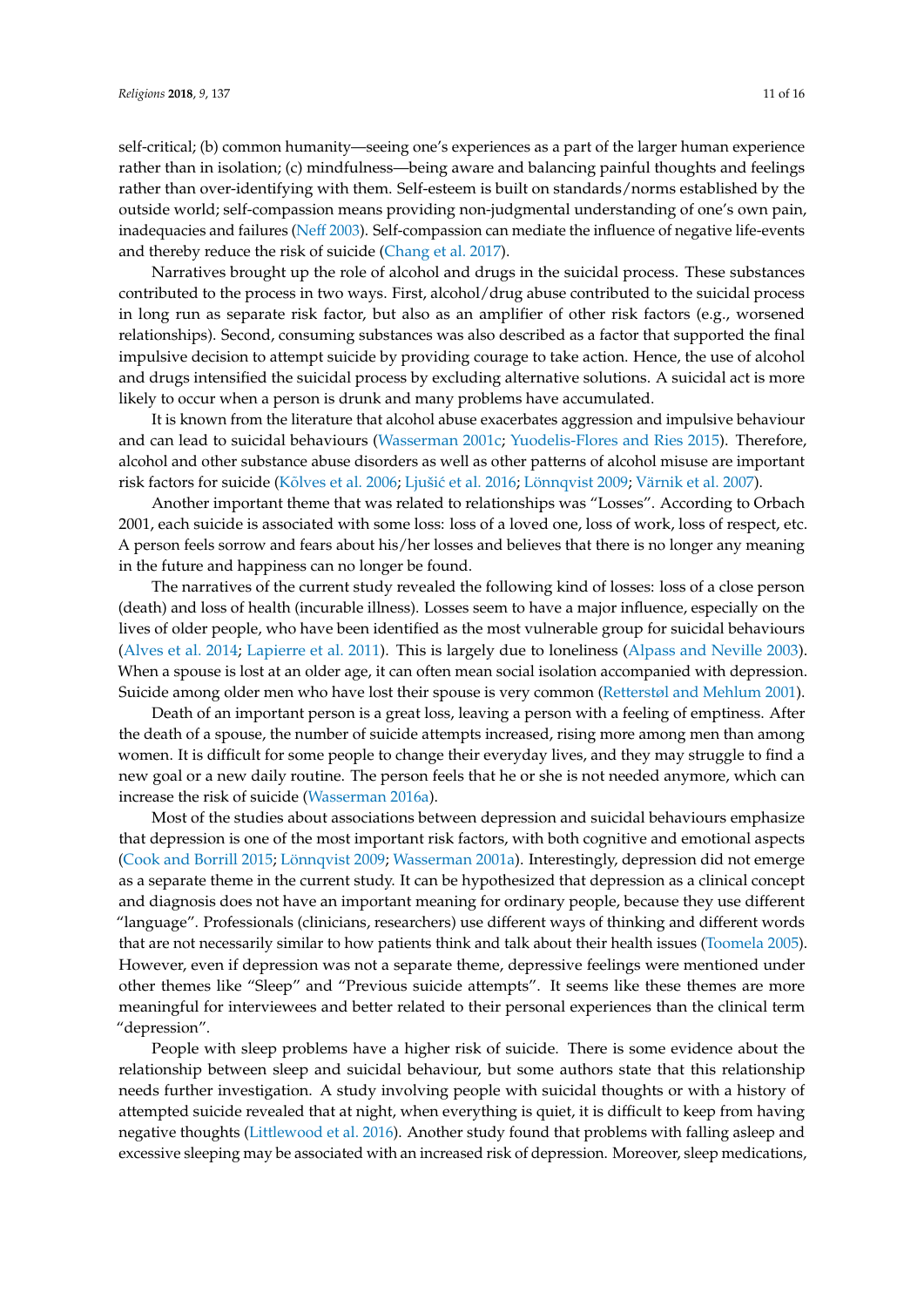self-critical; (b) common humanity—seeing one's experiences as a part of the larger human experience rather than in isolation; (c) mindfulness—being aware and balancing painful thoughts and feelings rather than over-identifying with them. Self-esteem is built on standards/norms established by the outside world; self-compassion means providing non-judgmental understanding of one's own pain, inadequacies and failures (Neff 2003). Self-compassion can mediate the influence of negative life-events and thereby reduce the risk of suicide (Chang et al. 2017).

Narratives brought up the role of alcohol and drugs in the suicidal process. These substances contributed to the process in two ways. First, alcohol/drug abuse contributed to the suicidal process in long run as separate risk factor, but also as an amplifier of other risk factors (e.g., worsened relationships). Second, consuming substances was also described as a factor that supported the final impulsive decision to attempt suicide by providing courage to take action. Hence, the use of alcohol and drugs intensified the suicidal process by excluding alternative solutions. A suicidal act is more likely to occur when a person is drunk and many problems have accumulated.

It is known from the literature that alcohol abuse exacerbates aggression and impulsive behaviour and can lead to suicidal behaviours (Wasserman 2001c; Yuodelis-Flores and Ries 2015). Therefore, alcohol and other substance abuse disorders as well as other patterns of alcohol misuse are important risk factors for suicide (Kõlves et al. 2006; Ljušić et al. 2016; Lönnqvist 2009; Värnik et al. 2007).

Another important theme that was related to relationships was "Losses". According to Orbach 2001, each suicide is associated with some loss: loss of a loved one, loss of work, loss of respect, etc. A person feels sorrow and fears about his/her losses and believes that there is no longer any meaning in the future and happiness can no longer be found.

The narratives of the current study revealed the following kind of losses: loss of a close person (death) and loss of health (incurable illness). Losses seem to have a major influence, especially on the lives of older people, who have been identified as the most vulnerable group for suicidal behaviours (Alves et al. 2014; Lapierre et al. 2011). This is largely due to loneliness (Alpass and Neville 2003). When a spouse is lost at an older age, it can often mean social isolation accompanied with depression. Suicide among older men who have lost their spouse is very common (Retterstøl and Mehlum 2001).

Death of an important person is a great loss, leaving a person with a feeling of emptiness. After the death of a spouse, the number of suicide attempts increased, rising more among men than among women. It is difficult for some people to change their everyday lives, and they may struggle to find a new goal or a new daily routine. The person feels that he or she is not needed anymore, which can increase the risk of suicide (Wasserman 2016a).

Most of the studies about associations between depression and suicidal behaviours emphasize that depression is one of the most important risk factors, with both cognitive and emotional aspects (Cook and Borrill 2015; Lönnqvist 2009; Wasserman 2001a). Interestingly, depression did not emerge as a separate theme in the current study. It can be hypothesized that depression as a clinical concept and diagnosis does not have an important meaning for ordinary people, because they use different "language". Professionals (clinicians, researchers) use different ways of thinking and different words that are not necessarily similar to how patients think and talk about their health issues (Toomela 2005). However, even if depression was not a separate theme, depressive feelings were mentioned under other themes like "Sleep" and "Previous suicide attempts". It seems like these themes are more meaningful for interviewees and better related to their personal experiences than the clinical term "depression".

People with sleep problems have a higher risk of suicide. There is some evidence about the relationship between sleep and suicidal behaviour, but some authors state that this relationship needs further investigation. A study involving people with suicidal thoughts or with a history of attempted suicide revealed that at night, when everything is quiet, it is difficult to keep from having negative thoughts (Littlewood et al. 2016). Another study found that problems with falling asleep and excessive sleeping may be associated with an increased risk of depression. Moreover, sleep medications,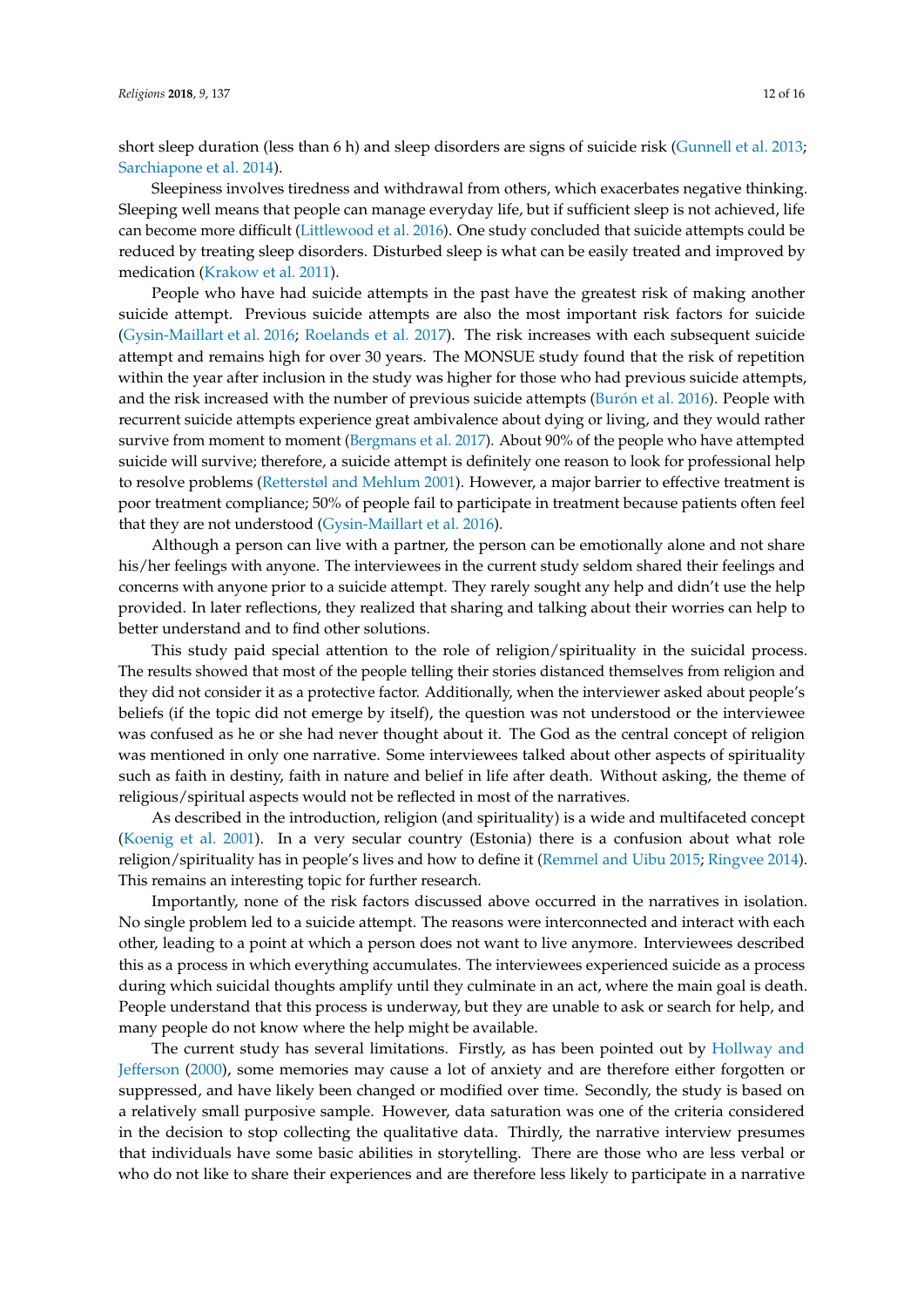short sleep duration (less than 6 h) and sleep disorders are signs of suicide risk (Gunnell et al. 2013; Sarchiapone et al. 2014).

Sleepiness involves tiredness and withdrawal from others, which exacerbates negative thinking. Sleeping well means that people can manage everyday life, but if sufficient sleep is not achieved, life can become more difficult (Littlewood et al. 2016). One study concluded that suicide attempts could be reduced by treating sleep disorders. Disturbed sleep is what can be easily treated and improved by medication (Krakow et al. 2011).

People who have had suicide attempts in the past have the greatest risk of making another suicide attempt. Previous suicide attempts are also the most important risk factors for suicide (Gysin-Maillart et al. 2016; Roelands et al. 2017). The risk increases with each subsequent suicide attempt and remains high for over 30 years. The MONSUE study found that the risk of repetition within the year after inclusion in the study was higher for those who had previous suicide attempts, and the risk increased with the number of previous suicide attempts (Burón et al. 2016). People with recurrent suicide attempts experience great ambivalence about dying or living, and they would rather survive from moment to moment (Bergmans et al. 2017). About 90% of the people who have attempted suicide will survive; therefore, a suicide attempt is definitely one reason to look for professional help to resolve problems (Retterstøl and Mehlum 2001). However, a major barrier to effective treatment is poor treatment compliance; 50% of people fail to participate in treatment because patients often feel that they are not understood (Gysin-Maillart et al. 2016).

Although a person can live with a partner, the person can be emotionally alone and not share his/her feelings with anyone. The interviewees in the current study seldom shared their feelings and concerns with anyone prior to a suicide attempt. They rarely sought any help and didn't use the help provided. In later reflections, they realized that sharing and talking about their worries can help to better understand and to find other solutions.

This study paid special attention to the role of religion/spirituality in the suicidal process. The results showed that most of the people telling their stories distanced themselves from religion and they did not consider it as a protective factor. Additionally, when the interviewer asked about people's beliefs (if the topic did not emerge by itself), the question was not understood or the interviewee was confused as he or she had never thought about it. The God as the central concept of religion was mentioned in only one narrative. Some interviewees talked about other aspects of spirituality such as faith in destiny, faith in nature and belief in life after death. Without asking, the theme of religious/spiritual aspects would not be reflected in most of the narratives.

As described in the introduction, religion (and spirituality) is a wide and multifaceted concept (Koenig et al. 2001). In a very secular country (Estonia) there is a confusion about what role religion/spirituality has in people's lives and how to define it (Remmel and Uibu 2015; Ringvee 2014). This remains an interesting topic for further research.

Importantly, none of the risk factors discussed above occurred in the narratives in isolation. No single problem led to a suicide attempt. The reasons were interconnected and interact with each other, leading to a point at which a person does not want to live anymore. Interviewees described this as a process in which everything accumulates. The interviewees experienced suicide as a process during which suicidal thoughts amplify until they culminate in an act, where the main goal is death. People understand that this process is underway, but they are unable to ask or search for help, and many people do not know where the help might be available.

The current study has several limitations. Firstly, as has been pointed out by Hollway and Jefferson (2000), some memories may cause a lot of anxiety and are therefore either forgotten or suppressed, and have likely been changed or modified over time. Secondly, the study is based on a relatively small purposive sample. However, data saturation was one of the criteria considered in the decision to stop collecting the qualitative data. Thirdly, the narrative interview presumes that individuals have some basic abilities in storytelling. There are those who are less verbal or who do not like to share their experiences and are therefore less likely to participate in a narrative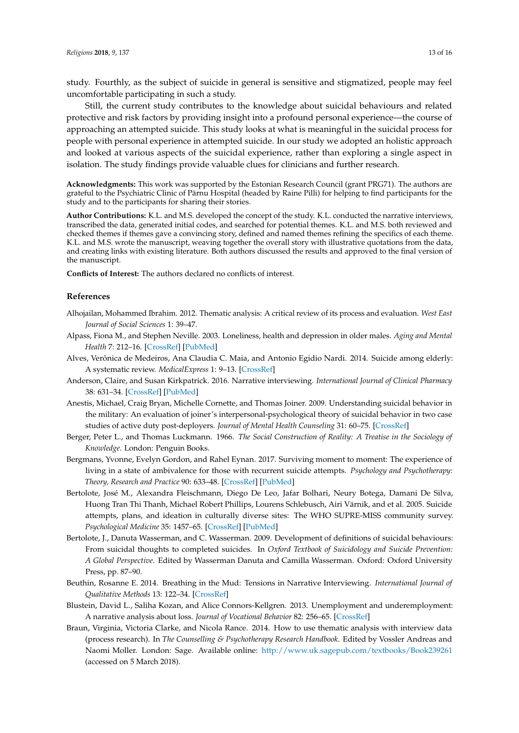study. Fourthly, as the subject of suicide in general is sensitive and stigmatized, people may feel uncomfortable participating in such a study.

Still, the current study contributes to the knowledge about suicidal behaviours and related protective and risk factors by providing insight into a profound personal experience—the course of approaching an attempted suicide. This study looks at what is meaningful in the suicidal process for people with personal experience in attempted suicide. In our study we adopted an holistic approach and looked at various aspects of the suicidal experience, rather than exploring a single aspect in isolation. The study findings provide valuable clues for clinicians and further research.

**Acknowledgments:** This work was supported by the Estonian Research Council (grant PRG71). The authors are grateful to the Psychiatric Clinic of Pärnu Hospital (headed by Raine Pilli) for helping to find participants for the study and to the participants for sharing their stories.

**Author Contributions:** K.L. and M.S. developed the concept of the study. K.L. conducted the narrative interviews, transcribed the data, generated initial codes, and searched for potential themes. K.L. and M.S. both reviewed and checked themes if themes gave a convincing story, defined and named themes refining the specifics of each theme. K.L. and M.S. wrote the manuscript, weaving together the overall story with illustrative quotations from the data, and creating links with existing literature. Both authors discussed the results and approved to the final version of the manuscript.

**Conflicts of Interest:** The authors declared no conflicts of interest.

## References

Alhojailan, Mohammed Ibrahim. 2012. Thematic analysis: A critical review of its process and evaluation. *West East Journal of Social Sciences* 1: 39–47.

Alpass, Fiona M., and Stephen Neville. 2003. Loneliness, health and depression in older males. *Aging and Mental Health* 7: 212–16. [CrossRef] [PubMed]

Alves, Verônica de Medeiros, Ana Claudia C. Maia, and Antonio Egidio Nardi. 2014. Suicide among elderly: A systematic review. *MedicalExpress* 1: 9–13. [CrossRef]

Anderson, Claire, and Susan Kirkpatrick. 2016. Narrative interviewing. *International Journal of Clinical Pharmacy* 38: 631–34. [CrossRef] [PubMed]

Anestis, Michael, Craig Bryan, Michelle Cornette, and Thomas Joiner. 2009. Understanding suicidal behavior in the military: An evaluation of joiner's interpersonal-psychological theory of suicidal behavior in two case studies of active duty post-deployers. *Journal of Mental Health Counseling* 31: 60–75. [CrossRef]

Berger, Peter L., and Thomas Luckmann. 1966. *The Social Construction of Reality: A Treatise in the Sociology of Knowledge*. London: Penguin Books.

Bergmans, Yvonne, Evelyn Gordon, and Rahel Eynan. 2017. Surviving moment to moment: The experience of living in a state of ambivalence for those with recurrent suicide attempts. *Psychology and Psychotherapy: Theory, Research and Practice* 90: 633–48. [CrossRef] [PubMed]

Bertolote, José M., Alexandra Fleischmann, Diego De Leo, Jafar Bolhari, Neury Botega, Damani De Silva, Huong Tran Thi Thanh, Michael Robert Phillips, Lourens Schlebusch, Airi Värnik, and et al. 2005. Suicide attempts, plans, and ideation in culturally diverse sites: The WHO SUPRE-MISS community survey. *Psychological Medicine* 35: 1457–65. [CrossRef] [PubMed]

Bertolote, J., Danuta Wasserman, and C. Wasserman. 2009. Development of definitions of suicidal behaviours: From suicidal thoughts to completed suicides. In *Oxford Textbook of Suicidology and Suicide Prevention: A Global Perspective*. Edited by Wasserman Danuta and Camilla Wasserman. Oxford: Oxford University Press, pp. 87–90.

Beuthin, Rosanne E. 2014. Breathing in the Mud: Tensions in Narrative Interviewing. *International Journal of Qualitative Methods* 13: 122–34. [CrossRef]

Blustein, David L., Saliha Kozan, and Alice Connors-Kellgren. 2013. Unemployment and underemployment: A narrative analysis about loss. *Journal of Vocational Behavior* 82: 256–65. [CrossRef]

Braun, Virginia, Victoria Clarke, and Nicola Rance. 2014. How to use thematic analysis with interview data (process research). In *The Counselling & Psychotherapy Research Handbook*. Edited by Vossler Andreas and Naomi Moller. London: Sage. Available online: http://www.uk.sagepub.com/textbooks/Book239261 (accessed on 5 March 2018).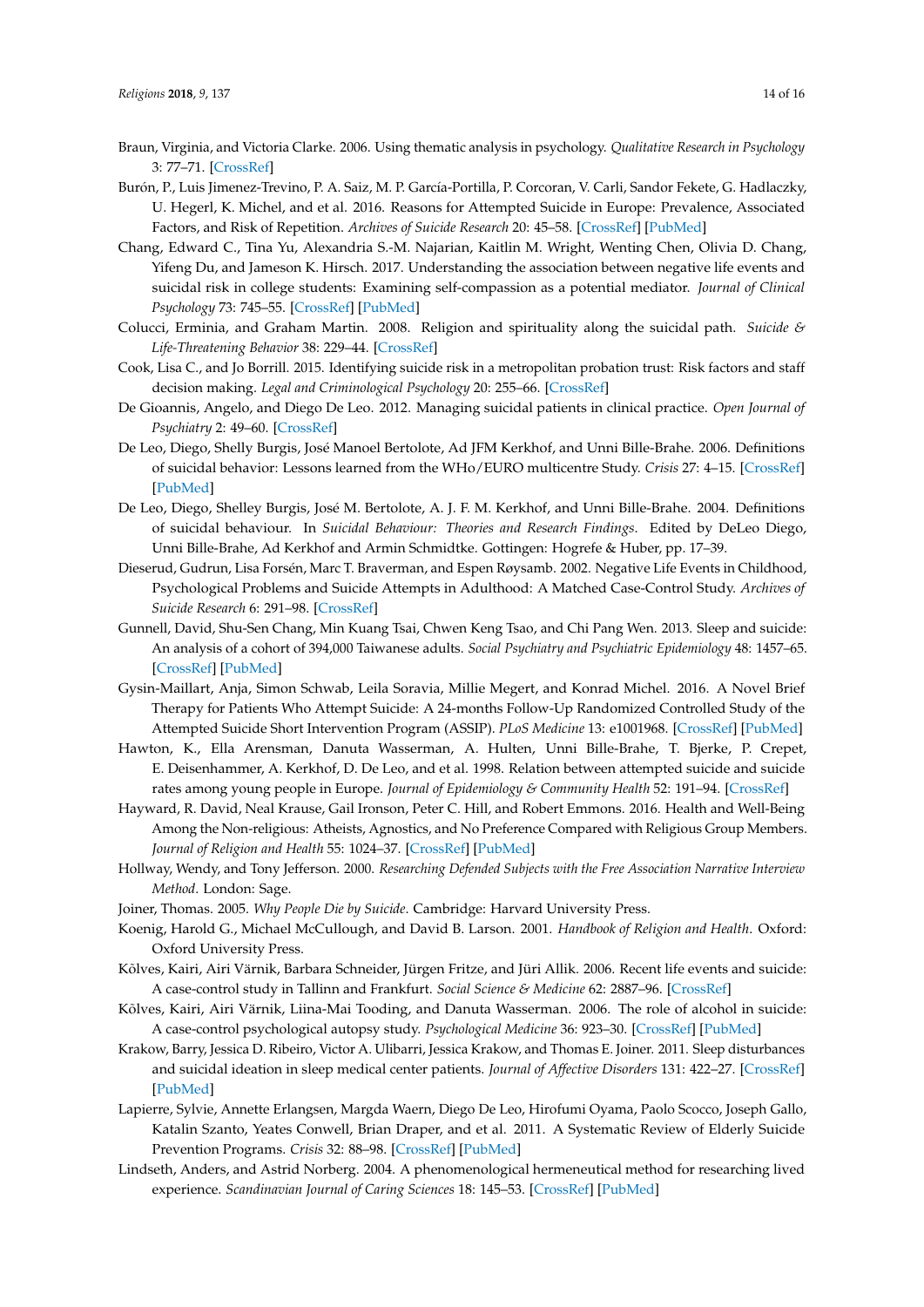Braun, Virginia, and Victoria Clarke. 2006. Using thematic analysis in psychology. *Qualitative Research in Psychology* 3: 77–71. [CrossRef]

Burón, P., Luis Jimenez-Trevino, P. A. Saiz, M. P. García-Portilla, P. Corcoran, V. Carli, Sandor Fekete, G. Hadlaczky, U. Hegerl, K. Michel, and et al. 2016. Reasons for Attempted Suicide in Europe: Prevalence, Associated Factors, and Risk of Repetition. *Archives of Suicide Research* 20: 45–58. [CrossRef] [PubMed]

Chang, Edward C., Tina Yu, Alexandria S.-M. Najarian, Kaitlin M. Wright, Wenting Chen, Olivia D. Chang, Yifeng Du, and Jameson K. Hirsch. 2017. Understanding the association between negative life events and suicidal risk in college students: Examining self-compassion as a potential mediator. *Journal of Clinical Psychology* 73: 745–55. [CrossRef] [PubMed]

Colucci, Erminia, and Graham Martin. 2008. Religion and spirituality along the suicidal path. *Suicide & Life-Threatening Behavior* 38: 229–44. [CrossRef]

Cook, Lisa C., and Jo Borrill. 2015. Identifying suicide risk in a metropolitan probation trust: Risk factors and staff decision making. *Legal and Criminological Psychology* 20: 255–66. [CrossRef]

De Gioannis, Angelo, and Diego De Leo. 2012. Managing suicidal patients in clinical practice. *Open Journal of Psychiatry* 2: 49–60. [CrossRef]

De Leo, Diego, Shelly Burgis, José Manoel Bertolote, Ad JFM Kerkhof, and Unni Bille-Brahe. 2006. Definitions of suicidal behavior: Lessons learned from the WHo/EURO multicentre Study. *Crisis* 27: 4–15. [CrossRef] [PubMed]

De Leo, Diego, Shelley Burgis, José M. Bertolote, A. J. F. M. Kerkhof, and Unni Bille-Brahe. 2004. Definitions of suicidal behaviour. In *Suicidal Behaviour: Theories and Research Findings*. Edited by DeLeo Diego, Unni Bille-Brahe, Ad Kerkhof and Armin Schmidtke. Gottingen: Hogrefe & Huber, pp. 17–39.

Dieserud, Gudrun, Lisa Forsén, Marc T. Braverman, and Espen Røysamb. 2002. Negative Life Events in Childhood, Psychological Problems and Suicide Attempts in Adulthood: A Matched Case-Control Study. *Archives of Suicide Research* 6: 291–98. [CrossRef]

Gunnell, David, Shu-Sen Chang, Min Kuang Tsai, Chwen Keng Tsao, and Chi Pang Wen. 2013. Sleep and suicide: An analysis of a cohort of 394,000 Taiwanese adults. *Social Psychiatry and Psychiatric Epidemiology* 48: 1457–65. [CrossRef] [PubMed]

Gysin-Maillart, Anja, Simon Schwab, Leila Soravia, Millie Megert, and Konrad Michel. 2016. A Novel Brief Therapy for Patients Who Attempt Suicide: A 24-months Follow-Up Randomized Controlled Study of the Attempted Suicide Short Intervention Program (ASSIP). *PLoS Medicine* 13: e1001968. [CrossRef] [PubMed]

Hawton, K., Ella Arensman, Danuta Wasserman, A. Hulten, Unni Bille-Brahe, T. Bjerke, P. Crepet, E. Deisenhammer, A. Kerkhof, D. De Leo, and et al. 1998. Relation between attempted suicide and suicide rates among young people in Europe. *Journal of Epidemiology & Community Health* 52: 191–94. [CrossRef]

Hayward, R. David, Neal Krause, Gail Ironson, Peter C. Hill, and Robert Emmons. 2016. Health and Well-Being Among the Non-religious: Atheists, Agnostics, and No Preference Compared with Religious Group Members. *Journal of Religion and Health* 55: 1024–37. [CrossRef] [PubMed]

Hollway, Wendy, and Tony Jefferson. 2000. *Researching Defended Subjects with the Free Association Narrative Interview Method*. London: Sage.

Joiner, Thomas. 2005. *Why People Die by Suicide*. Cambridge: Harvard University Press.

Koenig, Harold G., Michael McCullough, and David B. Larson. 2001. *Handbook of Religion and Health*. Oxford: Oxford University Press.

Kõlves, Kairi, Airi Värnik, Barbara Schneider, Jürgen Fritze, and Jüri Allik. 2006. Recent life events and suicide: A case-control study in Tallinn and Frankfurt. *Social Science & Medicine* 62: 2887–96. [CrossRef]

Kõlves, Kairi, Airi Värnik, Liina-Mai Tooding, and Danuta Wasserman. 2006. The role of alcohol in suicide: A case-control psychological autopsy study. *Psychological Medicine* 36: 923–30. [CrossRef] [PubMed]

Krakow, Barry, Jessica D. Ribeiro, Victor A. Ulibarri, Jessica Krakow, and Thomas E. Joiner. 2011. Sleep disturbances and suicidal ideation in sleep medical center patients. *Journal of Affective Disorders* 131: 422–27. [CrossRef] [PubMed]

Lapierre, Sylvie, Annette Erlangsen, Margda Waern, Diego De Leo, Hirofumi Oyama, Paolo Scocco, Joseph Gallo, Katalin Szanto, Yeates Conwell, Brian Draper, and et al. 2011. A Systematic Review of Elderly Suicide Prevention Programs. *Crisis* 32: 88–98. [CrossRef] [PubMed]

Lindseth, Anders, and Astrid Norberg. 2004. A phenomenological hermeneutical method for researching lived experience. *Scandinavian Journal of Caring Sciences* 18: 145–53. [CrossRef] [PubMed]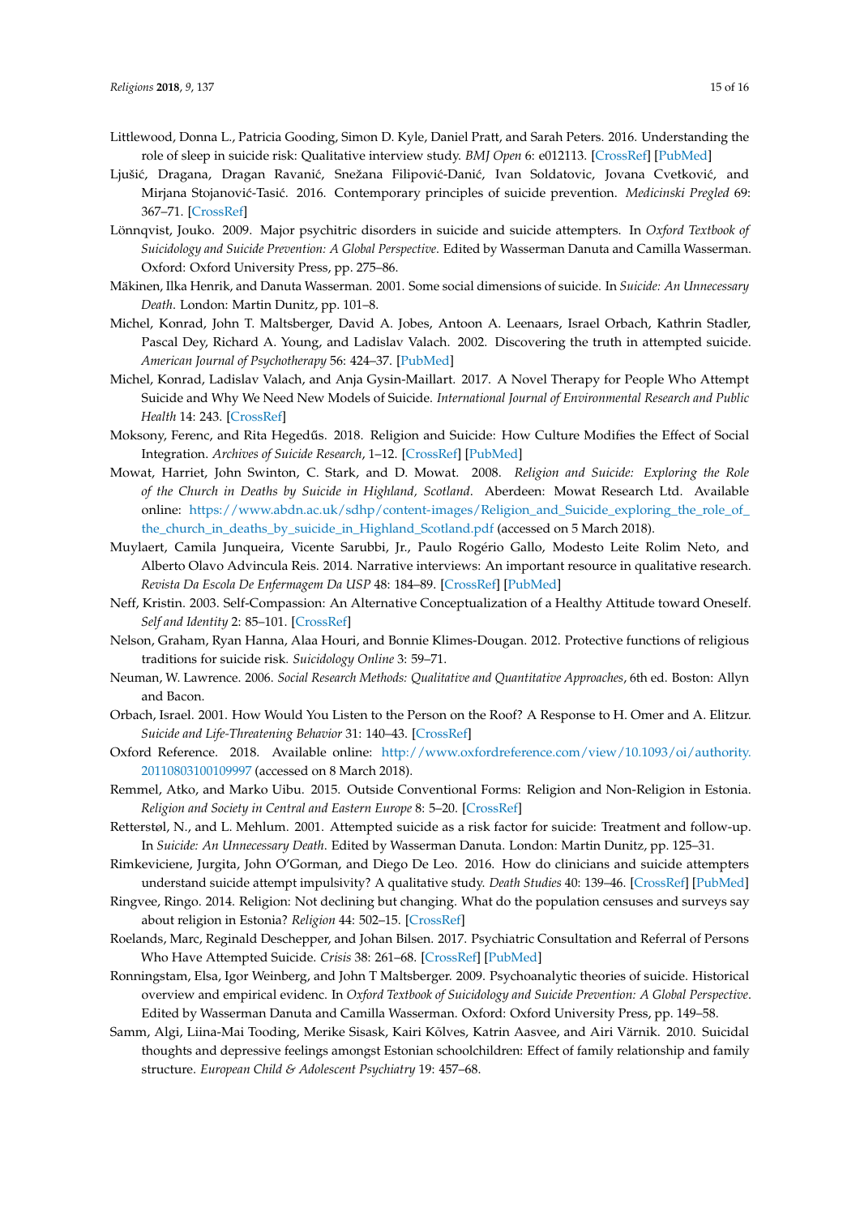Littlewood, Donna L., Patricia Gooding, Simon D. Kyle, Daniel Pratt, and Sarah Peters. 2016. Understanding the role of sleep in suicide risk: Qualitative interview study. *BMJ Open* 6: e012113. [CrossRef] [PubMed]

Ljušić, Dragana, Dragan Ravanić, Snežana Filipović-Danić, Ivan Soldatovic, Jovana Cvetković, and Mirjana Stojanović-Tasić. 2016. Contemporary principles of suicide prevention. *Medicinski Pregled* 69: 367–71. [CrossRef]

Lönnqvist, Jouko. 2009. Major psychitric disorders in suicide and suicide attempters. In *Oxford Textbook of Suicidology and Suicide Prevention: A Global Perspective*. Edited by Wasserman Danuta and Camilla Wasserman. Oxford: Oxford University Press, pp. 275–86.

Mäkinen, Ilka Henrik, and Danuta Wasserman. 2001. Some social dimensions of suicide. In *Suicide: An Unnecessary Death*. London: Martin Dunitz, pp. 101–8.

Michel, Konrad, John T. Maltsberger, David A. Jobes, Antoon A. Leenaars, Israel Orbach, Kathrin Stadler, Pascal Dey, Richard A. Young, and Ladislav Valach. 2002. Discovering the truth in attempted suicide. *American Journal of Psychotherapy* 56: 424–37. [PubMed]

Michel, Konrad, Ladislav Valach, and Anja Gysin-Maillart. 2017. A Novel Therapy for People Who Attempt Suicide and Why We Need New Models of Suicide. *International Journal of Environmental Research and Public Health* 14: 243. [CrossRef]

Moksony, Ferenc, and Rita Hegedűs. 2018. Religion and Suicide: How Culture Modifies the Effect of Social Integration. *Archives of Suicide Research*, 1–12. [CrossRef] [PubMed]

Mowat, Harriet, John Swinton, C. Stark, and D. Mowat. 2008. *Religion and Suicide: Exploring the Role of the Church in Deaths by Suicide in Highland, Scotland*. Aberdeen: Mowat Research Ltd. Available online: https://www.abdn.ac.uk/sdhp/content-images/Religion_and_Suicide_exploring_the_role_of_the_church_in_deaths_by_suicide_in_Highland_Scotland.pdf (accessed on 5 March 2018).

Muylaert, Camila Junqueira, Vicente Sarubbi, Jr., Paulo Rogério Gallo, Modesto Leite Rolim Neto, and Alberto Olavo Advincula Reis. 2014. Narrative interviews: An important resource in qualitative research. *Revista Da Escola De Enfermagem Da USP* 48: 184–89. [CrossRef] [PubMed]

Neff, Kristin. 2003. Self-Compassion: An Alternative Conceptualization of a Healthy Attitude toward Oneself. *Self and Identity* 2: 85–101. [CrossRef]

Nelson, Graham, Ryan Hanna, Alaa Houri, and Bonnie Klimes-Dougan. 2012. Protective functions of religious traditions for suicide risk. *Suicidology Online* 3: 59–71.

Neuman, W. Lawrence. 2006. *Social Research Methods: Qualitative and Quantitative Approaches*, 6th ed. Boston: Allyn and Bacon.

Orbach, Israel. 2001. How Would You Listen to the Person on the Roof? A Response to H. Omer and A. Elitzur. *Suicide and Life-Threatening Behavior* 31: 140–43. [CrossRef]

Oxford Reference. 2018. Available online: http://www.oxfordreference.com/view/10.1093/oi/authority.20110803100109997 (accessed on 8 March 2018).

Remmel, Atko, and Marko Uibu. 2015. Outside Conventional Forms: Religion and Non-Religion in Estonia. *Religion and Society in Central and Eastern Europe* 8: 5–20. [CrossRef]

Retterstøl, N., and L. Mehlum. 2001. Attempted suicide as a risk factor for suicide: Treatment and follow-up. In *Suicide: An Unnecessary Death*. Edited by Wasserman Danuta. London: Martin Dunitz, pp. 125–31.

Rimkeviciene, Jurgita, John O'Gorman, and Diego De Leo. 2016. How do clinicians and suicide attempters understand suicide attempt impulsivity? A qualitative study. *Death Studies* 40: 139–46. [CrossRef] [PubMed]

Ringvee, Ringo. 2014. Religion: Not declining but changing. What do the population censuses and surveys say about religion in Estonia? *Religion* 44: 502–15. [CrossRef]

Roelands, Marc, Reginald Deschepper, and Johan Bilsen. 2017. Psychiatric Consultation and Referral of Persons Who Have Attempted Suicide. *Crisis* 38: 261–68. [CrossRef] [PubMed]

Ronningstam, Elsa, Igor Weinberg, and John T Maltsberger. 2009. Psychoanalytic theories of suicide. Historical overview and empirical evidenc. In *Oxford Textbook of Suicidology and Suicide Prevention: A Global Perspective*. Edited by Wasserman Danuta and Camilla Wasserman. Oxford: Oxford University Press, pp. 149–58.

Samm, Algi, Liina-Mai Tooding, Merike Sisask, Kairi Kõlves, Katrin Aasvee, and Airi Värnik. 2010. Suicidal thoughts and depressive feelings amongst Estonian schoolchildren: Effect of family relationship and family structure. *European Child & Adolescent Psychiatry* 19: 457–68.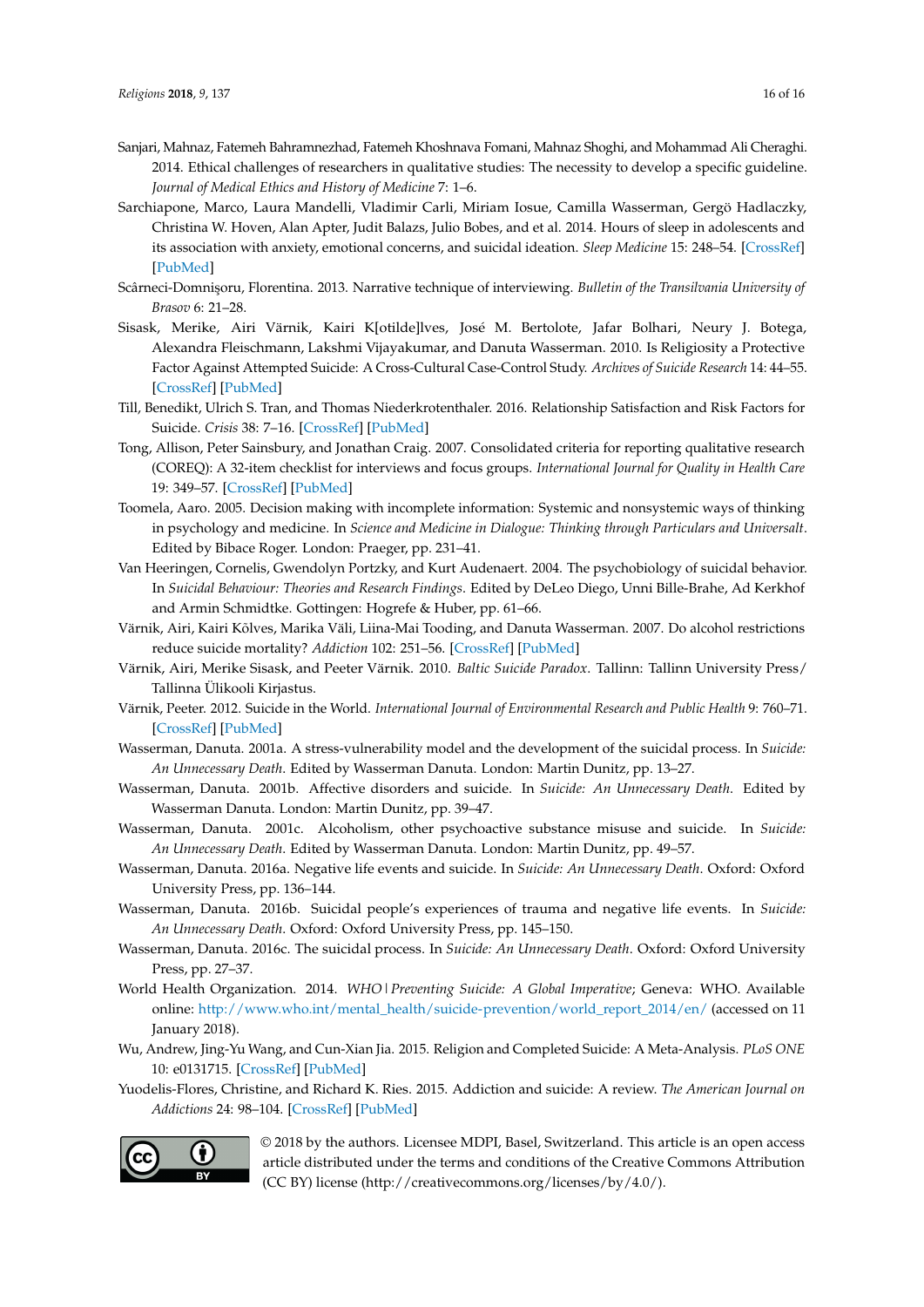Sanjari, Mahnaz, Fatemeh Bahramnezhad, Fatemeh Khoshnava Fomani, Mahnaz Shoghi, and Mohammad Ali Cheraghi. 2014. Ethical challenges of researchers in qualitative studies: The necessity to develop a specific guideline. *Journal of Medical Ethics and History of Medicine* 7: 1–6.

Sarchiapone, Marco, Laura Mandelli, Vladimir Carli, Miriam Iosue, Camilla Wasserman, Gergö Hadlaczky, Christina W. Hoven, Alan Apter, Judit Balazs, Julio Bobes, and et al. 2014. Hours of sleep in adolescents and its association with anxiety, emotional concerns, and suicidal ideation. *Sleep Medicine* 15: 248–54. [CrossRef] [PubMed]

Scârneci-Domnişoru, Florentina. 2013. Narrative technique of interviewing. *Bulletin of the Transilvania University of Brasov* 6: 21–28.

Sisask, Merike, Airi Värnik, Kairi K[otilde]lves, José M. Bertolote, Jafar Bolhari, Neury J. Botega, Alexandra Fleischmann, Lakshmi Vijayakumar, and Danuta Wasserman. 2010. Is Religiosity a Protective Factor Against Attempted Suicide: A Cross-Cultural Case-Control Study. *Archives of Suicide Research* 14: 44–55. [CrossRef] [PubMed]

Till, Benedikt, Ulrich S. Tran, and Thomas Niederkrotenthaler. 2016. Relationship Satisfaction and Risk Factors for Suicide. *Crisis* 38: 7–16. [CrossRef] [PubMed]

Tong, Allison, Peter Sainsbury, and Jonathan Craig. 2007. Consolidated criteria for reporting qualitative research (COREQ): A 32-item checklist for interviews and focus groups. *International Journal for Quality in Health Care* 19: 349–57. [CrossRef] [PubMed]

Toomela, Aaro. 2005. Decision making with incomplete information: Systemic and nonsystemic ways of thinking in psychology and medicine. In *Science and Medicine in Dialogue: Thinking through Particulars and Universalt*. Edited by Bibace Roger. London: Praeger, pp. 231–41.

Van Heeringen, Cornelis, Gwendolyn Portzky, and Kurt Audenaert. 2004. The psychobiology of suicidal behavior. In *Suicidal Behaviour: Theories and Research Findings*. Edited by DeLeo Diego, Unni Bille-Brahe, Ad Kerkhof and Armin Schmidtke. Gottingen: Hogrefe & Huber, pp. 61–66.

Värnik, Airi, Kairi Kõlves, Marika Väli, Liina-Mai Tooding, and Danuta Wasserman. 2007. Do alcohol restrictions reduce suicide mortality? *Addiction* 102: 251–56. [CrossRef] [PubMed]

Värnik, Airi, Merike Sisask, and Peeter Värnik. 2010. *Baltic Suicide Paradox*. Tallinn: Tallinn University Press/ Tallinna Ülikooli Kirjastus.

Värnik, Peeter. 2012. Suicide in the World. *International Journal of Environmental Research and Public Health* 9: 760–71. [CrossRef] [PubMed]

Wasserman, Danuta. 2001a. A stress-vulnerability model and the development of the suicidal process. In *Suicide: An Unnecessary Death*. Edited by Wasserman Danuta. London: Martin Dunitz, pp. 13–27.

Wasserman, Danuta. 2001b. Affective disorders and suicide. In *Suicide: An Unnecessary Death*. Edited by Wasserman Danuta. London: Martin Dunitz, pp. 39–47.

Wasserman, Danuta. 2001c. Alcoholism, other psychoactive substance misuse and suicide. In *Suicide: An Unnecessary Death*. Edited by Wasserman Danuta. London: Martin Dunitz, pp. 49–57.

Wasserman, Danuta. 2016a. Negative life events and suicide. In *Suicide: An Unnecessary Death*. Oxford: Oxford University Press, pp. 136–144.

Wasserman, Danuta. 2016b. Suicidal people's experiences of trauma and negative life events. In *Suicide: An Unnecessary Death*. Oxford: Oxford University Press, pp. 145–150.

Wasserman, Danuta. 2016c. The suicidal process. In *Suicide: An Unnecessary Death*. Oxford: Oxford University Press, pp. 27–37.

World Health Organization. 2014. *WHO | Preventing Suicide: A Global Imperative*; Geneva: WHO. Available online: http://www.who.int/mental_health/suicide-prevention/world_report_2014/en/ (accessed on 11 January 2018).

Wu, Andrew, Jing-Yu Wang, and Cun-Xian Jia. 2015. Religion and Completed Suicide: A Meta-Analysis. *PLoS ONE* 10: e0131715. [CrossRef] [PubMed]

Yuodelis-Flores, Christine, and Richard K. Ries. 2015. Addiction and suicide: A review. *The American Journal on Addictions* 24: 98–104. [CrossRef] [PubMed]

© 2018 by the authors. Licensee MDPI, Basel, Switzerland. This article is an open access article distributed under the terms and conditions of the Creative Commons Attribution (CC BY) license (http://creativecommons.org/licenses/by/4.0/).